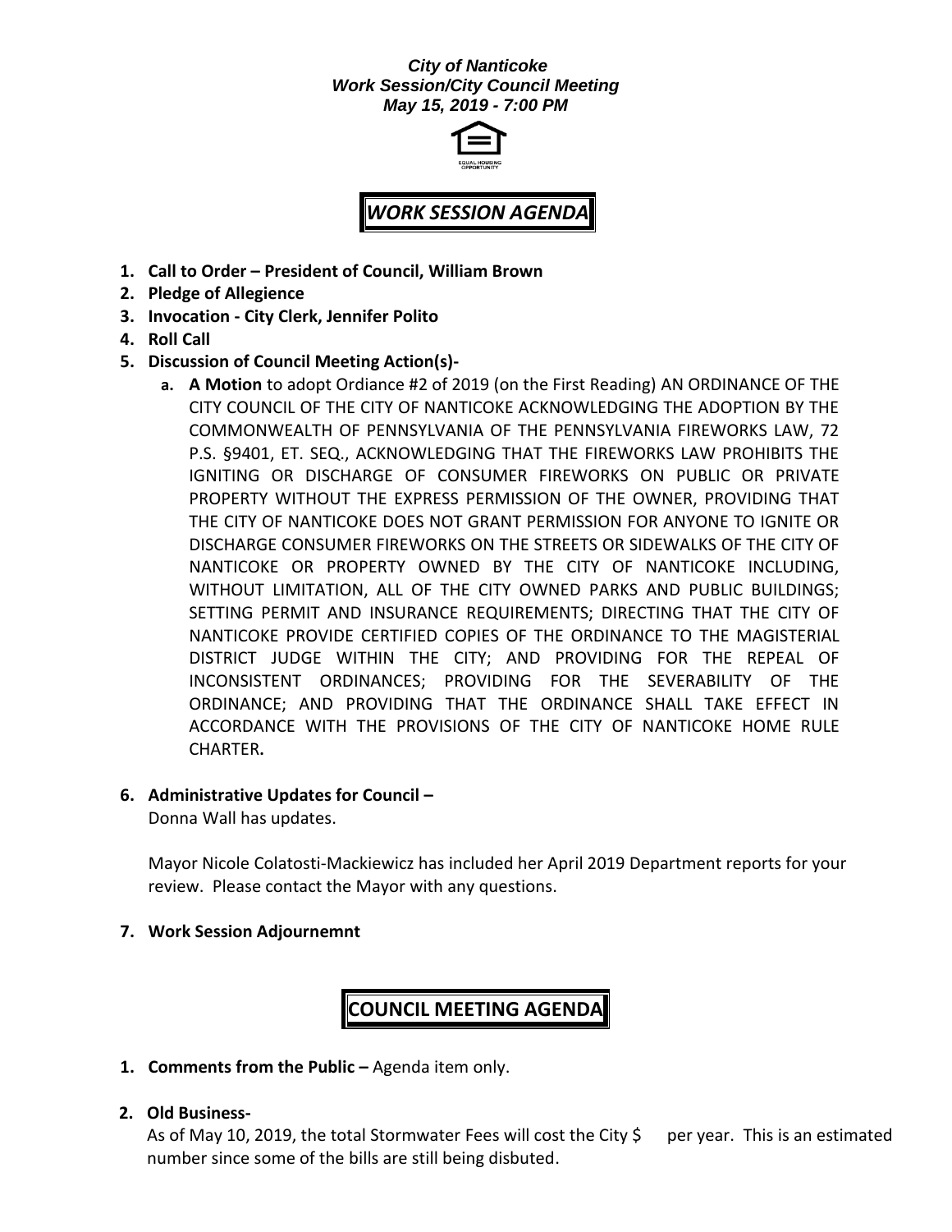***City of Nanticoke***
***Work Session/City Council Meeting***
***May 15, 2019 - 7:00 PM***

# *WORK SESSION AGENDA*

1. **Call to Order – President of Council, William Brown**
2. **Pledge of Allegience**
3. **Invocation - City Clerk, Jennifer Polito**
4. **Roll Call**
5. **Discussion of Council Meeting Action(s)-**
   a. **A Motion** to adopt Ordiance #2 of 2019 (on the First Reading) AN ORDINANCE OF THE CITY COUNCIL OF THE CITY OF NANTICOKE ACKNOWLEDGING THE ADOPTION BY THE COMMONWEALTH OF PENNSYLVANIA OF THE PENNSYLVANIA FIREWORKS LAW, 72 P.S. §9401, ET. SEQ., ACKNOWLEDGING THAT THE FIREWORKS LAW PROHIBITS THE IGNITING OR DISCHARGE OF CONSUMER FIREWORKS ON PUBLIC OR PRIVATE PROPERTY WITHOUT THE EXPRESS PERMISSION OF THE OWNER, PROVIDING THAT THE CITY OF NANTICOKE DOES NOT GRANT PERMISSION FOR ANYONE TO IGNITE OR DISCHARGE CONSUMER FIREWORKS ON THE STREETS OR SIDEWALKS OF THE CITY OF NANTICOKE OR PROPERTY OWNED BY THE CITY OF NANTICOKE INCLUDING, WITHOUT LIMITATION, ALL OF THE CITY OWNED PARKS AND PUBLIC BUILDINGS; SETTING PERMIT AND INSURANCE REQUIREMENTS; DIRECTING THAT THE CITY OF NANTICOKE PROVIDE CERTIFIED COPIES OF THE ORDINANCE TO THE MAGISTERIAL DISTRICT JUDGE WITHIN THE CITY; AND PROVIDING FOR THE REPEAL OF INCONSISTENT ORDINANCES; PROVIDING FOR THE SEVERABILITY OF THE ORDINANCE; AND PROVIDING THAT THE ORDINANCE SHALL TAKE EFFECT IN ACCORDANCE WITH THE PROVISIONS OF THE CITY OF NANTICOKE HOME RULE CHARTER**.**

6. **Administrative Updates for Council –**

   Donna Wall has updates.

   Mayor Nicole Colatosti-Mackiewicz has included her April 2019 Department reports for your review. Please contact the Mayor with any questions.

7. **Work Session Adjournemnt**

# COUNCIL MEETING AGENDA

1. **Comments from the Public –** Agenda item only.

2. **Old Business-**

   As of May 10, 2019, the total Stormwater Fees will cost the City $      per year. This is an estimated number since some of the bills are still being disbuted.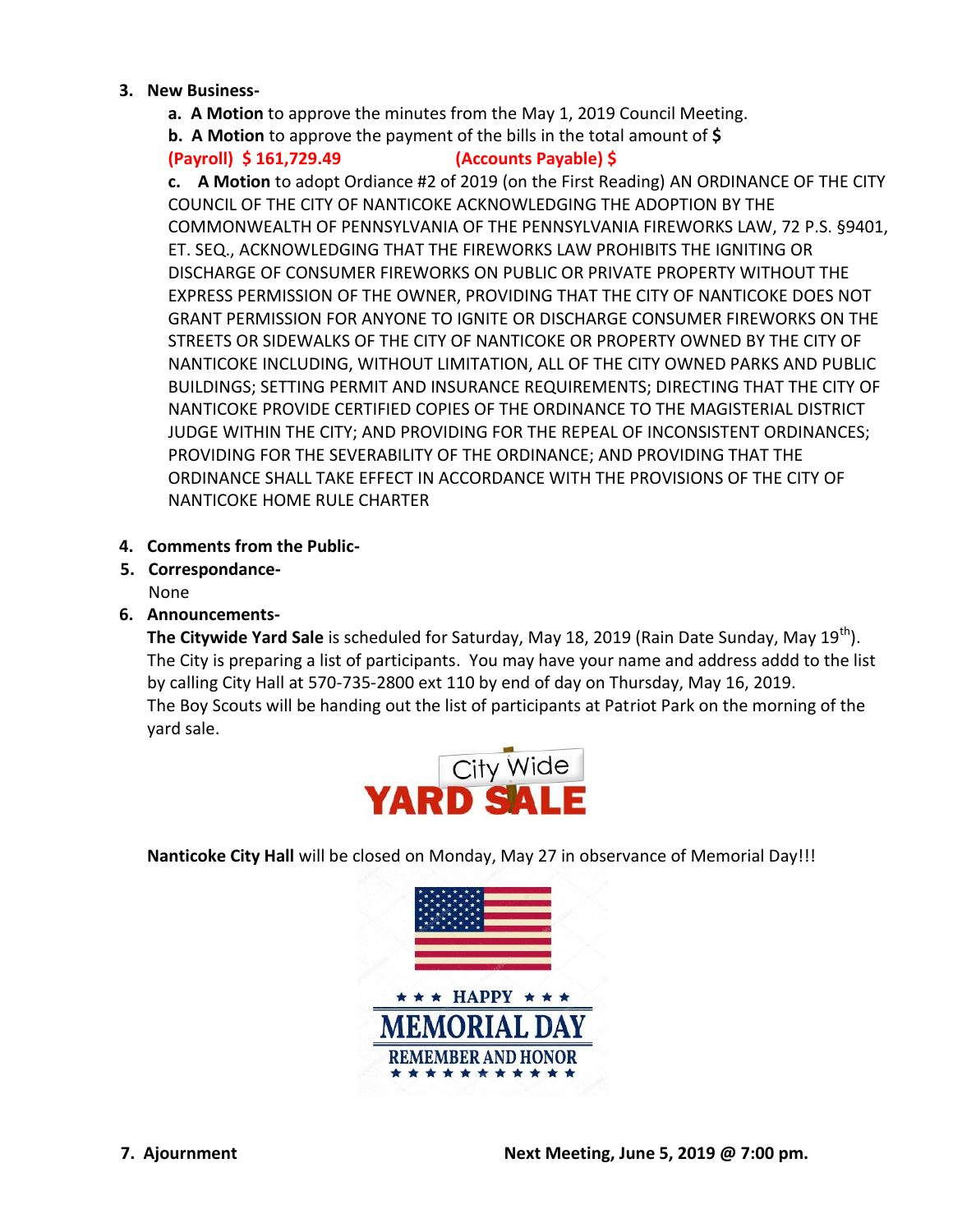3. **New Business-**
   a. **A Motion** to approve the minutes from the May 1, 2019 Council Meeting.
   b. **A Motion** to approve the payment of the bills in the total amount of **$**
   **(Payroll) $ 161,729.49** **(Accounts Payable) $**
   c. **A Motion** to adopt Ordiance #2 of 2019 (on the First Reading) AN ORDINANCE OF THE CITY COUNCIL OF THE CITY OF NANTICOKE ACKNOWLEDGING THE ADOPTION BY THE COMMONWEALTH OF PENNSYLVANIA OF THE PENNSYLVANIA FIREWORKS LAW, 72 P.S. §9401, ET. SEQ., ACKNOWLEDGING THAT THE FIREWORKS LAW PROHIBITS THE IGNITING OR DISCHARGE OF CONSUMER FIREWORKS ON PUBLIC OR PRIVATE PROPERTY WITHOUT THE EXPRESS PERMISSION OF THE OWNER, PROVIDING THAT THE CITY OF NANTICOKE DOES NOT GRANT PERMISSION FOR ANYONE TO IGNITE OR DISCHARGE CONSUMER FIREWORKS ON THE STREETS OR SIDEWALKS OF THE CITY OF NANTICOKE OR PROPERTY OWNED BY THE CITY OF NANTICOKE INCLUDING, WITHOUT LIMITATION, ALL OF THE CITY OWNED PARKS AND PUBLIC BUILDINGS; SETTING PERMIT AND INSURANCE REQUIREMENTS; DIRECTING THAT THE CITY OF NANTICOKE PROVIDE CERTIFIED COPIES OF THE ORDINANCE TO THE MAGISTERIAL DISTRICT JUDGE WITHIN THE CITY; AND PROVIDING FOR THE REPEAL OF INCONSISTENT ORDINANCES; PROVIDING FOR THE SEVERABILITY OF THE ORDINANCE; AND PROVIDING THAT THE ORDINANCE SHALL TAKE EFFECT IN ACCORDANCE WITH THE PROVISIONS OF THE CITY OF NANTICOKE HOME RULE CHARTER

4. **Comments from the Public-**
5. **Correspondance-**
   None
6. **Announcements-**
   **The Citywide Yard Sale** is scheduled for Saturday, May 18, 2019 (Rain Date Sunday, May 19th). The City is preparing a list of participants. You may have your name and address addd to the list by calling City Hall at 570-735-2800 ext 110 by end of day on Thursday, May 16, 2019.
   The Boy Scouts will be handing out the list of participants at Patriot Park on the morning of the yard sale.

   City Wide
   YARD SALE

   **Nanticoke City Hall** will be closed on Monday, May 27 in observance of Memorial Day!!!

   HAPPY
   MEMORIAL DAY
   REMEMBER AND HONOR

7. **Ajournment** **Next Meeting, June 5, 2019 @ 7:00 pm.**